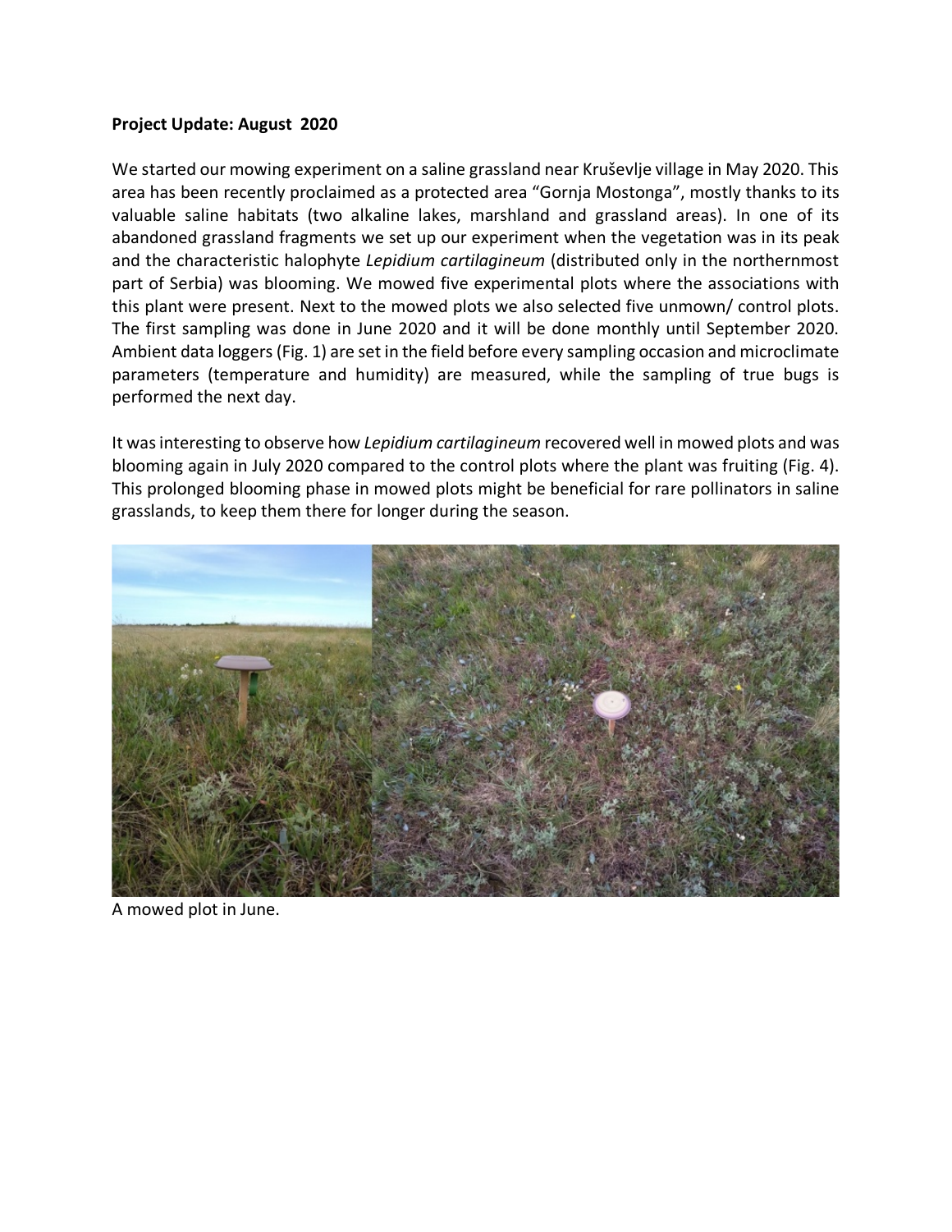**Project Update: August 2020**

We started our mowing experiment on a saline grassland near Kruševlje village in May 2020. This area has been recently proclaimed as a protected area "Gornja Mostonga", mostly thanks to its valuable saline habitats (two alkaline lakes, marshland and grassland areas). In one of its abandoned grassland fragments we set up our experiment when the vegetation was in its peak and the characteristic halophyte *Lepidium cartilagineum* (distributed only in the northernmost part of Serbia) was blooming. We mowed five experimental plots where the associations with this plant were present. Next to the mowed plots we also selected five unmown/ control plots. The first sampling was done in June 2020 and it will be done monthly until September 2020. Ambient data loggers (Fig. 1) are set in the field before every sampling occasion and microclimate parameters (temperature and humidity) are measured, while the sampling of true bugs is performed the next day.

It was interesting to observe how *Lepidium cartilagineum* recovered well in mowed plots and was blooming again in July 2020 compared to the control plots where the plant was fruiting (Fig. 4). This prolonged blooming phase in mowed plots might be beneficial for rare pollinators in saline grasslands, to keep them there for longer during the season.

A mowed plot in June.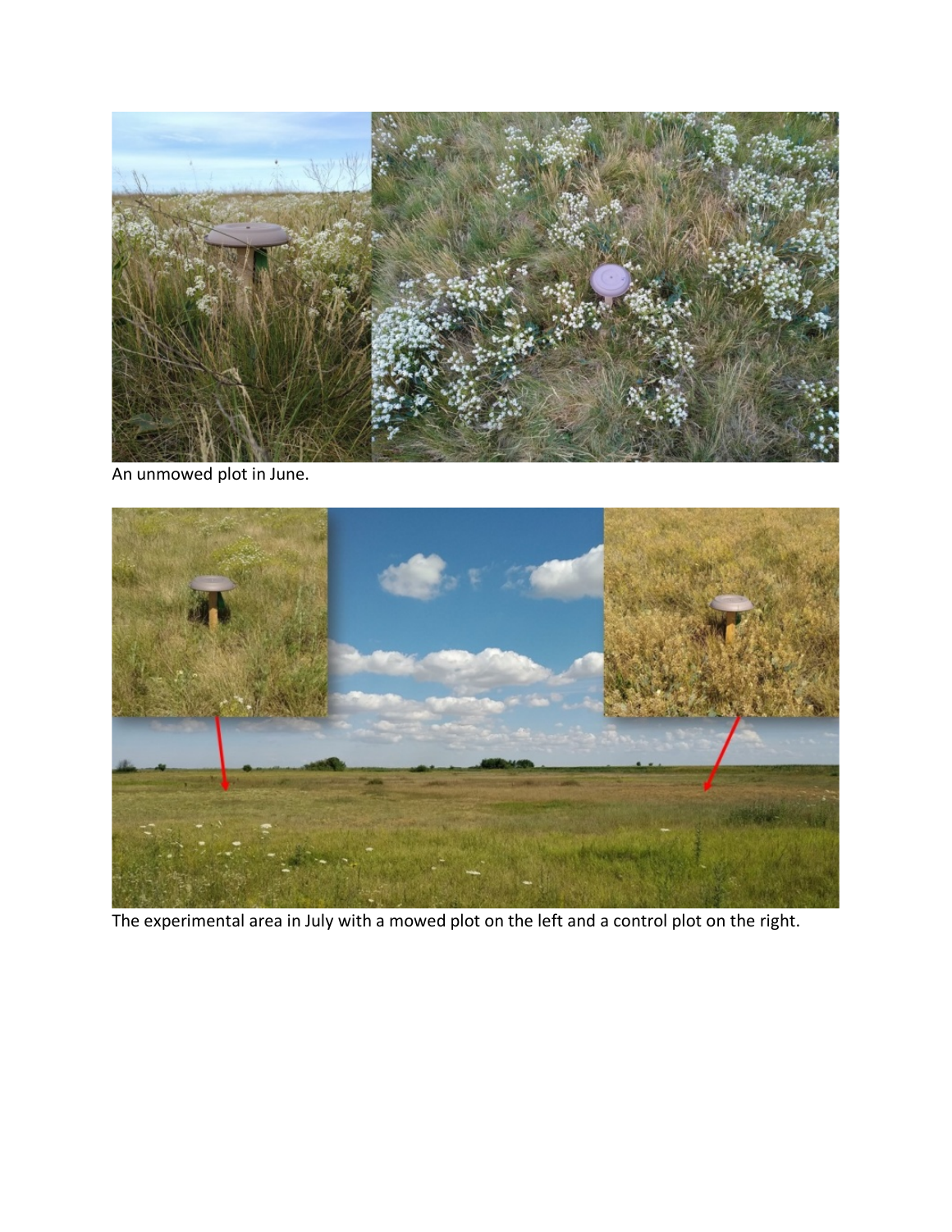An unmowed plot in June.

The experimental area in July with a mowed plot on the left and a control plot on the right.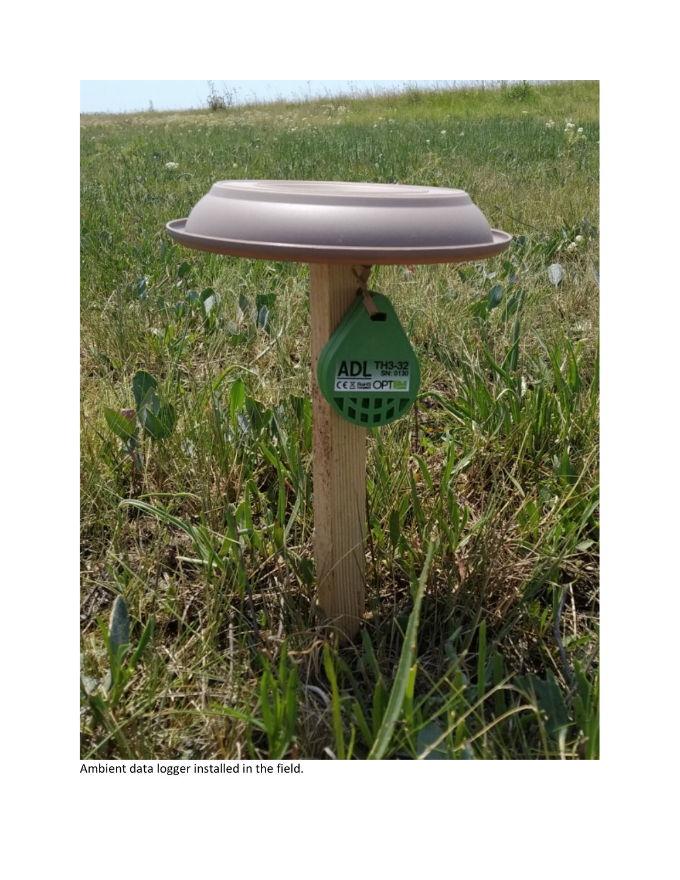Ambient data logger installed in the field.